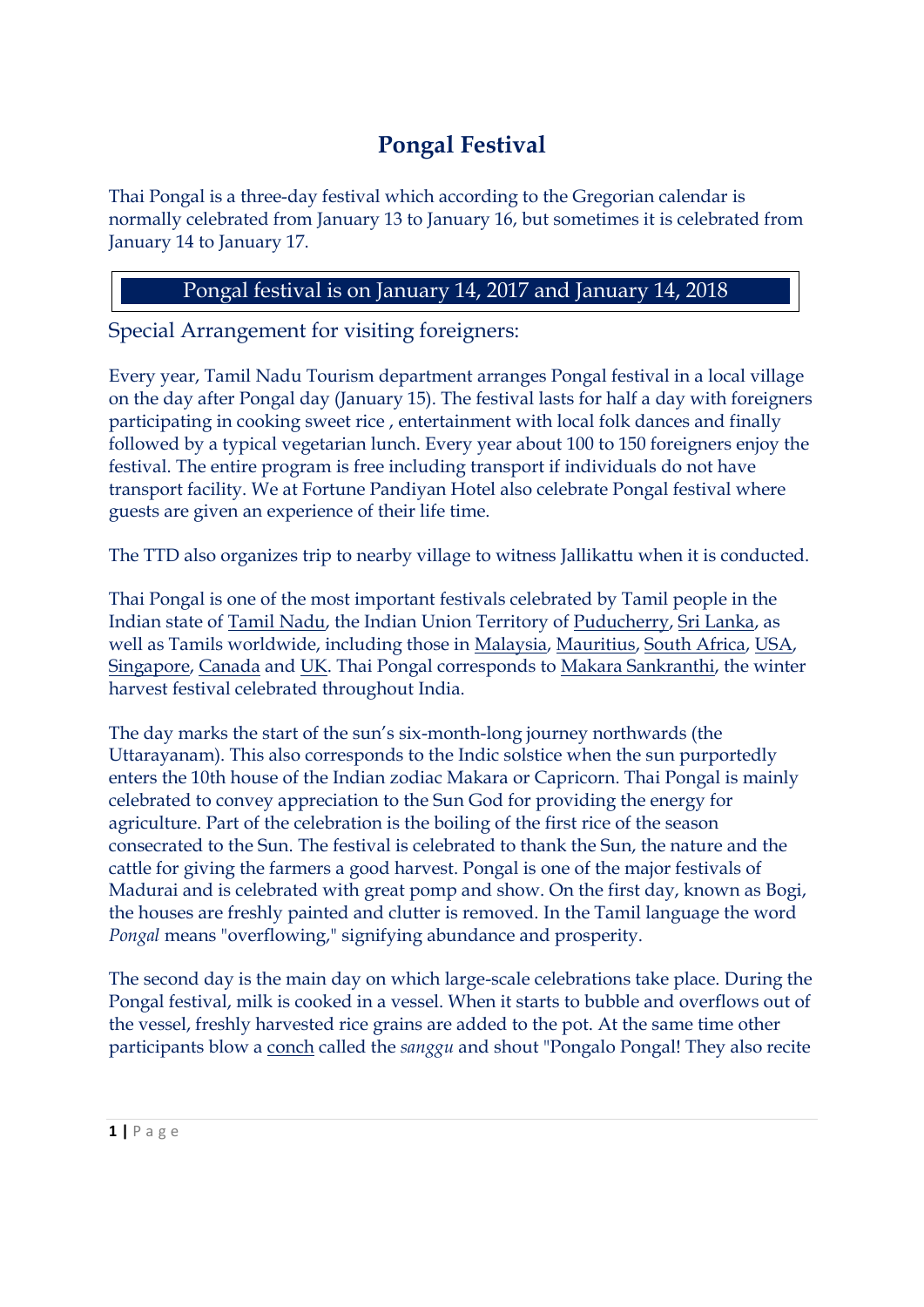# Pongal Festival

Thai Pongal is a three-day festival which according to the Gregorian calendar is normally celebrated from January 13 to January 16, but sometimes it is celebrated from January 14 to January 17.

| Pongal festival is on January 14, 2017 and January 14, 2018 |
|---|

## Special Arrangement for visiting foreigners:

Every year, Tamil Nadu Tourism department arranges Pongal festival in a local village on the day after Pongal day (January 15). The festival lasts for half a day with foreigners participating in cooking sweet rice , entertainment with local folk dances and finally followed by a typical vegetarian lunch. Every year about 100 to 150 foreigners enjoy the festival. The entire program is free including transport if individuals do not have transport facility. We at Fortune Pandiyan Hotel also celebrate Pongal festival where guests are given an experience of their life time.

The TTD also organizes trip to nearby village to witness Jallikattu when it is conducted.

Thai Pongal is one of the most important festivals celebrated by Tamil people in the Indian state of Tamil Nadu, the Indian Union Territory of Puducherry, Sri Lanka, as well as Tamils worldwide, including those in Malaysia, Mauritius, South Africa, USA, Singapore, Canada and UK. Thai Pongal corresponds to Makara Sankranthi, the winter harvest festival celebrated throughout India.

The day marks the start of the sun's six-month-long journey northwards (the Uttarayanam). This also corresponds to the Indic solstice when the sun purportedly enters the 10th house of the Indian zodiac Makara or Capricorn. Thai Pongal is mainly celebrated to convey appreciation to the Sun God for providing the energy for agriculture. Part of the celebration is the boiling of the first rice of the season consecrated to the Sun. The festival is celebrated to thank the Sun, the nature and the cattle for giving the farmers a good harvest. Pongal is one of the major festivals of Madurai and is celebrated with great pomp and show. On the first day, known as Bogi, the houses are freshly painted and clutter is removed. In the Tamil language the word *Pongal* means "overflowing," signifying abundance and prosperity.

The second day is the main day on which large-scale celebrations take place. During the Pongal festival, milk is cooked in a vessel. When it starts to bubble and overflows out of the vessel, freshly harvested rice grains are added to the pot. At the same time other participants blow a conch called the *sanggu* and shout "Pongalo Pongal! They also recite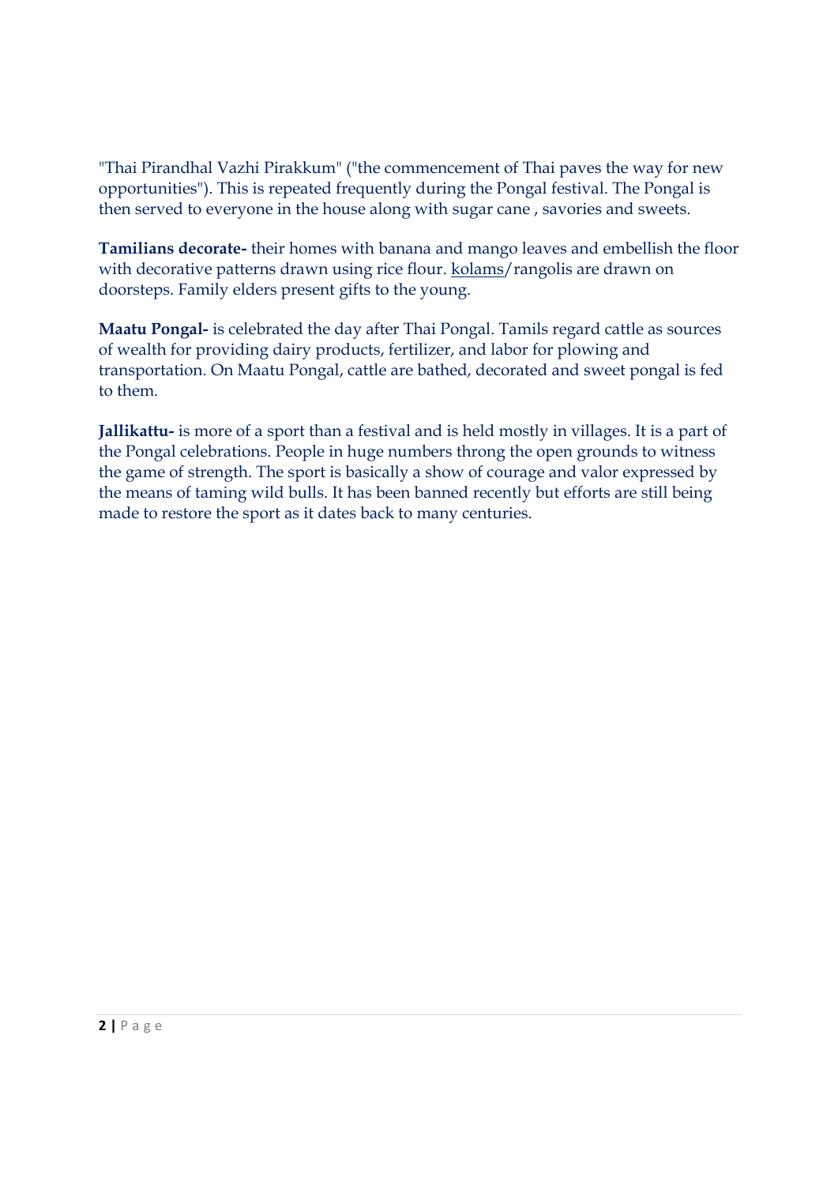"Thai Pirandhal Vazhi Pirakkum" ("the commencement of Thai paves the way for new opportunities"). This is repeated frequently during the Pongal festival. The Pongal is then served to everyone in the house along with sugar cane , savories and sweets.

**Tamilians decorate-** their homes with banana and mango leaves and embellish the floor with decorative patterns drawn using rice flour. kolams/rangolis are drawn on doorsteps. Family elders present gifts to the young.

**Maatu Pongal-** is celebrated the day after Thai Pongal. Tamils regard cattle as sources of wealth for providing dairy products, fertilizer, and labor for plowing and transportation. On Maatu Pongal, cattle are bathed, decorated and sweet pongal is fed to them.

**Jallikattu-** is more of a sport than a festival and is held mostly in villages. It is a part of the Pongal celebrations. People in huge numbers throng the open grounds to witness the game of strength. The sport is basically a show of courage and valor expressed by the means of taming wild bulls. It has been banned recently but efforts are still being made to restore the sport as it dates back to many centuries.